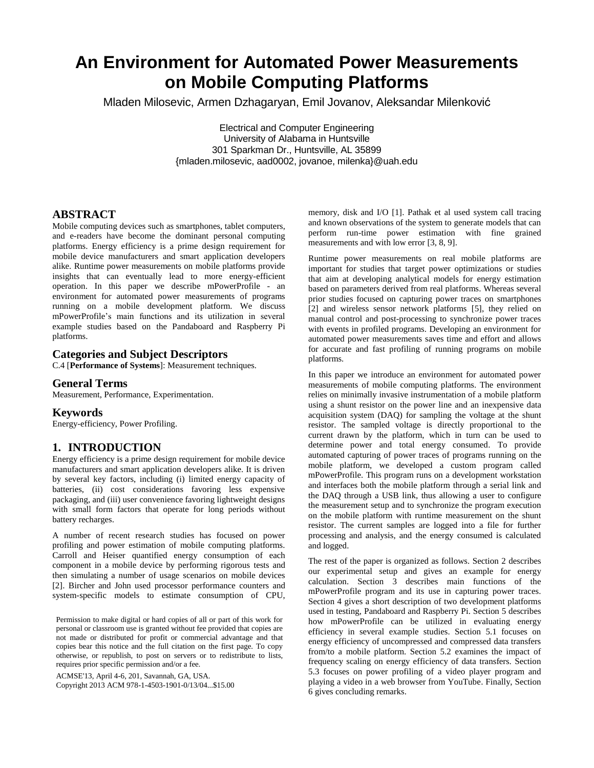# An Environment for Automated Power Measurements on Mobile Computing Platforms

Mladen Milosevic, Armen Dzhagaryan, Emil Jovanov, Aleksandar Milenković

Electrical and Computer Engineering
University of Alabama in Huntsville
301 Sparkman Dr., Huntsville, AL 35899
{mladen.milosevic, aad0002, jovanoe, milenka}@uah.edu

## ABSTRACT

Mobile computing devices such as smartphones, tablet computers, and e-readers have become the dominant personal computing platforms. Energy efficiency is a prime design requirement for mobile device manufacturers and smart application developers alike. Runtime power measurements on mobile platforms provide insights that can eventually lead to more energy-efficient operation. In this paper we describe mPowerProfile - an environment for automated power measurements of programs running on a mobile development platform. We discuss mPowerProfile's main functions and its utilization in several example studies based on the Pandaboard and Raspberry Pi platforms.

## Categories and Subject Descriptors

C.4 [**Performance of Systems**]: Measurement techniques.

## General Terms

Measurement, Performance, Experimentation.

## Keywords

Energy-efficiency, Power Profiling.

## 1. INTRODUCTION

Energy efficiency is a prime design requirement for mobile device manufacturers and smart application developers alike. It is driven by several key factors, including (i) limited energy capacity of batteries, (ii) cost considerations favoring less expensive packaging, and (iii) user convenience favoring lightweight designs with small form factors that operate for long periods without battery recharges.

A number of recent research studies has focused on power profiling and power estimation of mobile computing platforms. Carroll and Heiser quantified energy consumption of each component in a mobile device by performing rigorous tests and then simulating a number of usage scenarios on mobile devices [2]. Bircher and John used processor performance counters and system-specific models to estimate consumption of CPU, memory, disk and I/O [1]. Pathak et al used system call tracing and known observations of the system to generate models that can perform run-time power estimation with fine grained measurements and with low error [3, 8, 9].

Runtime power measurements on real mobile platforms are important for studies that target power optimizations or studies that aim at developing analytical models for energy estimation based on parameters derived from real platforms. Whereas several prior studies focused on capturing power traces on smartphones [2] and wireless sensor network platforms [5], they relied on manual control and post-processing to synchronize power traces with events in profiled programs. Developing an environment for automated power measurements saves time and effort and allows for accurate and fast profiling of running programs on mobile platforms.

In this paper we introduce an environment for automated power measurements of mobile computing platforms. The environment relies on minimally invasive instrumentation of a mobile platform using a shunt resistor on the power line and an inexpensive data acquisition system (DAQ) for sampling the voltage at the shunt resistor. The sampled voltage is directly proportional to the current drawn by the platform, which in turn can be used to determine power and total energy consumed. To provide automated capturing of power traces of programs running on the mobile platform, we developed a custom program called mPowerProfile. This program runs on a development workstation and interfaces both the mobile platform through a serial link and the DAQ through a USB link, thus allowing a user to configure the measurement setup and to synchronize the program execution on the mobile platform with runtime measurement on the shunt resistor. The current samples are logged into a file for further processing and analysis, and the energy consumed is calculated and logged.

The rest of the paper is organized as follows. Section 2 describes our experimental setup and gives an example for energy calculation. Section 3 describes main functions of the mPowerProfile program and its use in capturing power traces. Section 4 gives a short description of two development platforms used in testing, Pandaboard and Raspberry Pi. Section 5 describes how mPowerProfile can be utilized in evaluating energy efficiency in several example studies. Section 5.1 focuses on energy efficiency of uncompressed and compressed data transfers from/to a mobile platform. Section 5.2 examines the impact of frequency scaling on energy efficiency of data transfers. Section 5.3 focuses on power profiling of a video player program and playing a video in a web browser from YouTube. Finally, Section 6 gives concluding remarks.

Permission to make digital or hard copies of all or part of this work for personal or classroom use is granted without fee provided that copies are not made or distributed for profit or commercial advantage and that copies bear this notice and the full citation on the first page. To copy otherwise, or republish, to post on servers or to redistribute to lists, requires prior specific permission and/or a fee.

ACMSE'13, April 4-6, 201, Savannah, GA, USA.
Copyright 2013 ACM 978-1-4503-1901-0/13/04...$15.00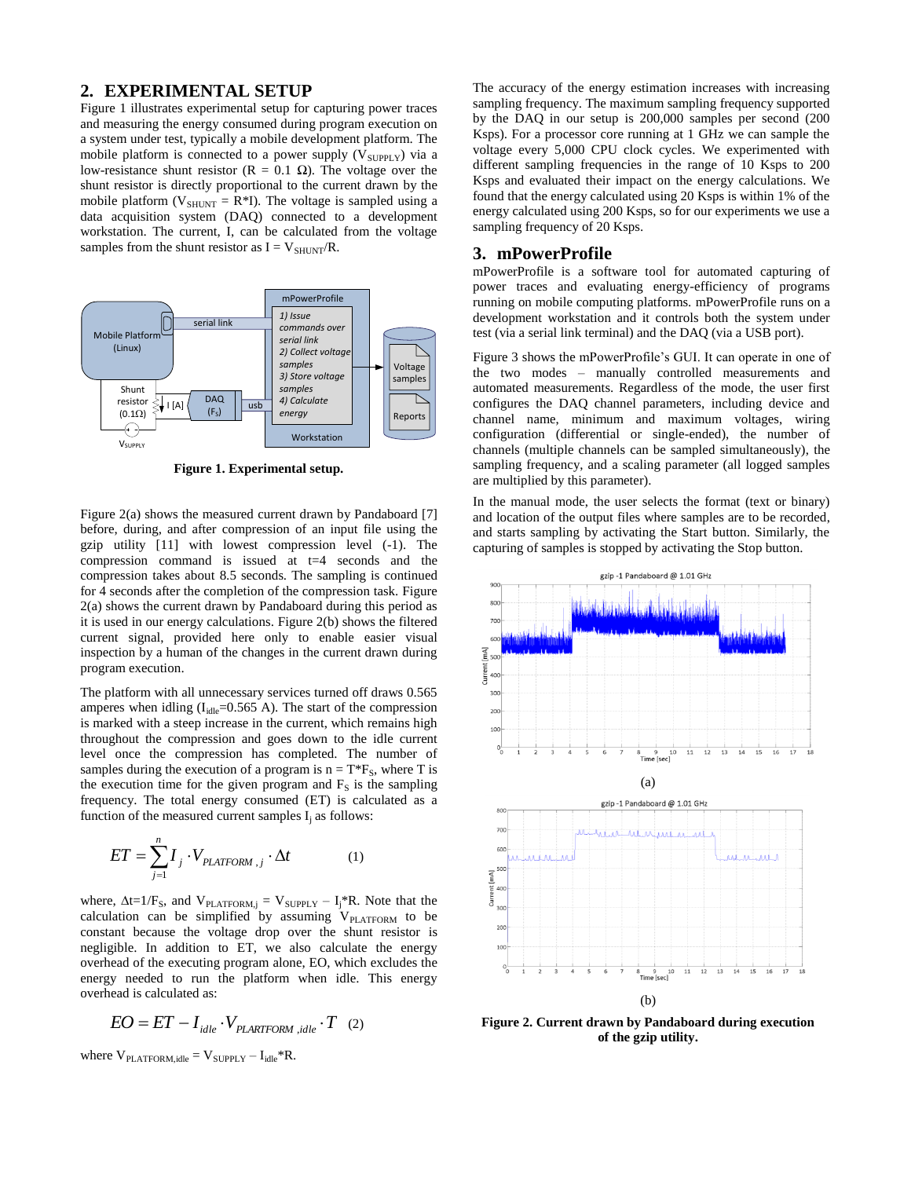## 2. EXPERIMENTAL SETUP

Figure 1 illustrates experimental setup for capturing power traces and measuring the energy consumed during program execution on a system under test, typically a mobile development platform. The mobile platform is connected to a power supply ($V_{SUPPLY}$) via a low-resistance shunt resistor ($R = 0.1\ \Omega$). The voltage over the shunt resistor is directly proportional to the current drawn by the mobile platform ($V_{SHUNT} = R*I$). The voltage is sampled using a data acquisition system (DAQ) connected to a development workstation. The current, I, can be calculated from the voltage samples from the shunt resistor as $I = V_{SHUNT}/R$.

**Figure 1. Experimental setup.**

Figure 2(a) shows the measured current drawn by Pandaboard [7] before, during, and after compression of an input file using the gzip utility [11] with lowest compression level (-1). The compression command is issued at t=4 seconds and the compression takes about 8.5 seconds. The sampling is continued for 4 seconds after the completion of the compression task. Figure 2(a) shows the current drawn by Pandaboard during this period as it is used in our energy calculations. Figure 2(b) shows the filtered current signal, provided here only to enable easier visual inspection by a human of the changes in the current drawn during program execution.

The platform with all unnecessary services turned off draws 0.565 amperes when idling ($I_{idle}$=0.565 A). The start of the compression is marked with a steep increase in the current, which remains high throughout the compression and goes down to the idle current level once the compression has completed. The number of samples during the execution of a program is $n = T*F_S$, where T is the execution time for the given program and $F_S$ is the sampling frequency. The total energy consumed (ET) is calculated as a function of the measured current samples $I_j$ as follows:

$$ET = \sum_{j=1}^{n} I_j \cdot V_{PLATFORM,j} \cdot \Delta t \qquad (1)$$

where, $\Delta t = 1/F_S$, and $V_{PLATFORM,j} = V_{SUPPLY} - I_j*R$. Note that the calculation can be simplified by assuming $V_{PLATFORM}$ to be constant because the voltage drop over the shunt resistor is negligible. In addition to ET, we also calculate the energy overhead of the executing program alone, EO, which excludes the energy needed to run the platform when idle. This energy overhead is calculated as:

$$EO = ET - I_{idle} \cdot V_{PLARTFORM,idle} \cdot T \quad (2)$$

where $V_{PLATFORM,idle} = V_{SUPPLY} - I_{idle}*R$.

The accuracy of the energy estimation increases with increasing sampling frequency. The maximum sampling frequency supported by the DAQ in our setup is 200,000 samples per second (200 Ksps). For a processor core running at 1 GHz we can sample the voltage every 5,000 CPU clock cycles. We experimented with different sampling frequencies in the range of 10 Ksps to 200 Ksps and evaluated their impact on the energy calculations. We found that the energy calculated using 20 Ksps is within 1% of the energy calculated using 200 Ksps, so for our experiments we use a sampling frequency of 20 Ksps.

## 3. mPowerProfile

mPowerProfile is a software tool for automated capturing of power traces and evaluating energy-efficiency of programs running on mobile computing platforms. mPowerProfile runs on a development workstation and it controls both the system under test (via a serial link terminal) and the DAQ (via a USB port).

Figure 3 shows the mPowerProfile's GUI. It can operate in one of the two modes – manually controlled measurements and automated measurements. Regardless of the mode, the user first configures the DAQ channel parameters, including device and channel name, minimum and maximum voltages, wiring configuration (differential or single-ended), the number of channels (multiple channels can be sampled simultaneously), the sampling frequency, and a scaling parameter (all logged samples are multiplied by this parameter).

In the manual mode, the user selects the format (text or binary) and location of the output files where samples are to be recorded, and starts sampling by activating the Start button. Similarly, the capturing of samples is stopped by activating the Stop button.

(a)

(b)

**Figure 2. Current drawn by Pandaboard during execution of the gzip utility.**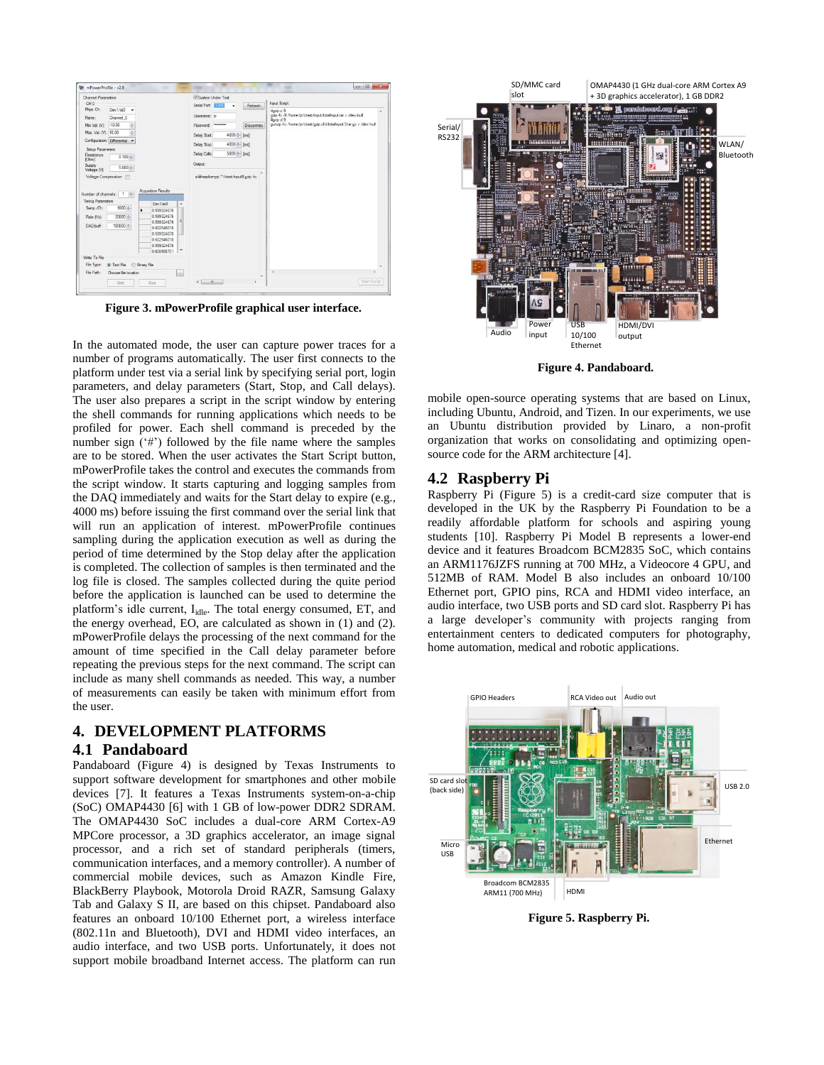Figure 3. mPowerProfile graphical user interface.

In the automated mode, the user can capture power traces for a number of programs automatically. The user first connects to the platform under test via a serial link by specifying serial port, login parameters, and delay parameters (Start, Stop, and Call delays). The user also prepares a script in the script window by entering the shell commands for running applications which needs to be profiled for power. Each shell command is preceded by the number sign ('#') followed by the file name where the samples are to be stored. When the user activates the Start Script button, mPowerProfile takes the control and executes the commands from the script window. It starts capturing and logging samples from the DAQ immediately and waits for the Start delay to expire (e.g., 4000 ms) before issuing the first command over the serial link that will run an application of interest. mPowerProfile continues sampling during the application execution as well as during the period of time determined by the Stop delay after the application is completed. The collection of samples is then terminated and the log file is closed. The samples collected during the quite period before the application is launched can be used to determine the platform's idle current, $I_{idle}$. The total energy consumed, ET, and the energy overhead, EO, are calculated as shown in (1) and (2). mPowerProfile delays the processing of the next command for the amount of time specified in the Call delay parameter before repeating the previous steps for the next command. The script can include as many shell commands as needed. This way, a number of measurements can easily be taken with minimum effort from the user.

## 4. DEVELOPMENT PLATFORMS

### 4.1 Pandaboard

Pandaboard (Figure 4) is designed by Texas Instruments to support software development for smartphones and other mobile devices [7]. It features a Texas Instruments system-on-a-chip (SoC) OMAP4430 [6] with 1 GB of low-power DDR2 SDRAM. The OMAP4430 SoC includes a dual-core ARM Cortex-A9 MPCore processor, a 3D graphics accelerator, an image signal processor, and a rich set of standard peripherals (timers, communication interfaces, and a memory controller). A number of commercial mobile devices, such as Amazon Kindle Fire, BlackBerry Playbook, Motorola Droid RAZR, Samsung Galaxy Tab and Galaxy S II, are based on this chipset. Pandaboard also features an onboard 10/100 Ethernet port, a wireless interface (802.11n and Bluetooth), DVI and HDMI video interfaces, an audio interface, and two USB ports. Unfortunately, it does not support mobile broadband Internet access. The platform can run mobile open-source operating systems that are based on Linux, including Ubuntu, Android, and Tizen. In our experiments, we use an Ubuntu distribution provided by Linaro, a non-profit organization that works on consolidating and optimizing open-source code for the ARM architecture [4].

Figure 4. Pandaboard.

### 4.2 Raspberry Pi

Raspberry Pi (Figure 5) is a credit-card size computer that is developed in the UK by the Raspberry Pi Foundation to be a readily affordable platform for schools and aspiring young students [10]. Raspberry Pi Model B represents a lower-end device and it features Broadcom BCM2835 SoC, which contains an ARM1176JZFS running at 700 MHz, a Videocore 4 GPU, and 512MB of RAM. Model B also includes an onboard 10/100 Ethernet port, GPIO pins, RCA and HDMI video interface, an audio interface, two USB ports and SD card slot. Raspberry Pi has a large developer's community with projects ranging from entertainment centers to dedicated computers for photography, home automation, medical and robotic applications.

Figure 5. Raspberry Pi.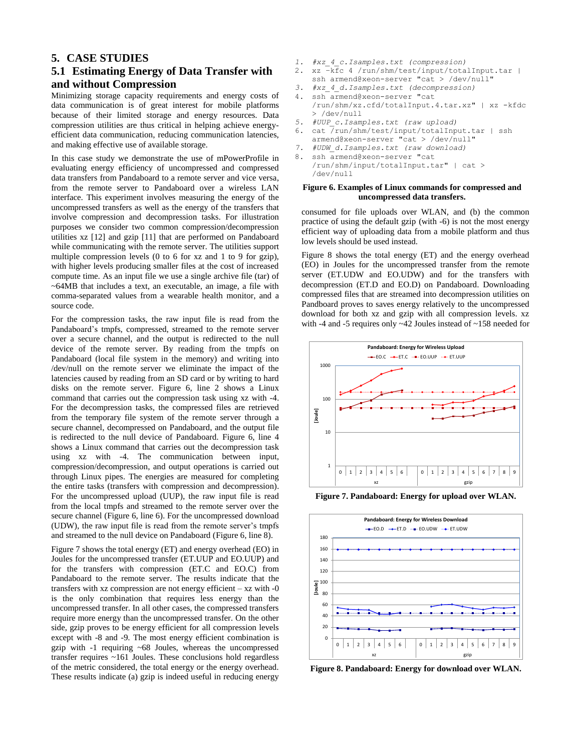# 5. CASE STUDIES

## 5.1 Estimating Energy of Data Transfer with and without Compression

Minimizing storage capacity requirements and energy costs of data communication is of great interest for mobile platforms because of their limited storage and energy resources. Data compression utilities are thus critical in helping achieve energy-efficient data communication, reducing communication latencies, and making effective use of available storage.

In this case study we demonstrate the use of mPowerProfile in evaluating energy efficiency of uncompressed and compressed data transfers from Pandaboard to a remote server and vice versa, from the remote server to Pandaboard over a wireless LAN interface. This experiment involves measuring the energy of the uncompressed transfers as well as the energy of the transfers that involve compression and decompression tasks. For illustration purposes we consider two common compression/decompression utilities xz [12] and gzip [11] that are performed on Pandaboard while communicating with the remote server. The utilities support multiple compression levels (0 to 6 for xz and 1 to 9 for gzip), with higher levels producing smaller files at the cost of increased compute time. As an input file we use a single archive file (tar) of ~64MB that includes a text, an executable, an image, a file with comma-separated values from a wearable health monitor, and a source code.

For the compression tasks, the raw input file is read from the Pandaboard's tmpfs, compressed, streamed to the remote server over a secure channel, and the output is redirected to the null device of the remote server. By reading from the tmpfs on Pandaboard (local file system in the memory) and writing into /dev/null on the remote server we eliminate the impact of the latencies caused by reading from an SD card or by writing to hard disks on the remote server. Figure 6, line 2 shows a Linux command that carries out the compression task using xz with -4. For the decompression tasks, the compressed files are retrieved from the temporary file system of the remote server through a secure channel, decompressed on Pandaboard, and the output file is redirected to the null device of Pandaboard. Figure 6, line 4 shows a Linux command that carries out the decompression task using xz with -4. The communication between input, compression/decompression, and output operations is carried out through Linux pipes. The energies are measured for completing the entire tasks (transfers with compression and decompression). For the uncompressed upload (UUP), the raw input file is read from the local tmpfs and streamed to the remote server over the secure channel (Figure 6, line 6). For the uncompressed download (UDW), the raw input file is read from the remote server's tmpfs and streamed to the null device on Pandaboard (Figure 6, line 8).

Figure 7 shows the total energy (ET) and energy overhead (EO) in Joules for the uncompressed transfer (ET.UUP and EO.UUP) and for the transfers with compression (ET.C and EO.C) from Pandaboard to the remote server. The results indicate that the transfers with xz compression are not energy efficient – xz with -0 is the only combination that requires less energy than the uncompressed transfer. In all other cases, the compressed transfers require more energy than the uncompressed transfer. On the other side, gzip proves to be energy efficient for all compression levels except with -8 and -9. The most energy efficient combination is gzip with -1 requiring ~68 Joules, whereas the uncompressed transfer requires ~161 Joules. These conclusions hold regardless of the metric considered, the total energy or the energy overhead. These results indicate (a) gzip is indeed useful in reducing energy consumed for file uploads over WLAN, and (b) the common practice of using the default gzip (with -6) is not the most energy efficient way of uploading data from a mobile platform and thus low levels should be used instead.

```
1.  #xz_4_c.Isamples.txt (compression)
2.  xz -kfc 4 /run/shm/test/input/totalInput.tar |
    ssh armend@xeon-server "cat > /dev/null"
3.  #xz_4_d.Isamples.txt (decompression)
4.  ssh armend@xeon-server "cat
    /run/shm/xz.cfd/totalInput.4.tar.xz" | xz -kfdc
    > /dev/null
5.  #UUP_c.Isamples.txt (raw upload)
6.  cat /run/shm/test/input/totalInput.tar | ssh
    armend@xeon-server "cat > /dev/null"
7.  #UDW_d.Isamples.txt (raw download)
8.  ssh armend@xeon-server "cat
    /run/shm/input/totalInput.tar" | cat >
    /dev/null
```

**Figure 6. Examples of Linux commands for compressed and uncompressed data transfers.**

Figure 8 shows the total energy (ET) and the energy overhead (EO) in Joules for the uncompressed transfer from the remote server (ET.UDW and EO.UDW) and for the transfers with decompression (ET.D and EO.D) on Pandaboard. Downloading compressed files that are streamed into decompression utilities on Pandboard proves to saves energy relatively to the uncompressed download for both xz and gzip with all compression levels. xz with -4 and -5 requires only ~42 Joules instead of ~158 needed for

**Figure 7. Pandaboard: Energy for upload over WLAN.**

**Figure 8. Pandaboard: Energy for download over WLAN.**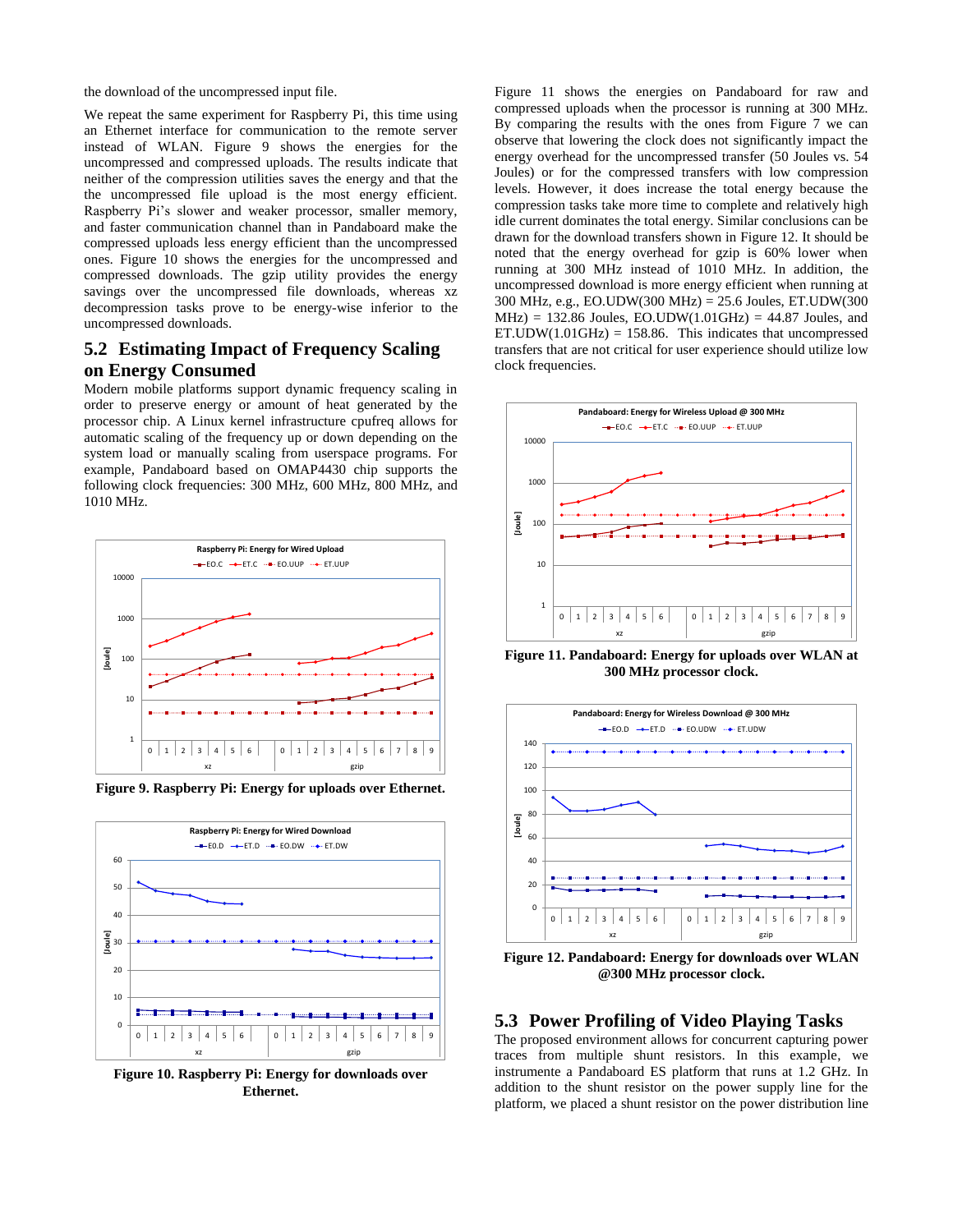the download of the uncompressed input file.

We repeat the same experiment for Raspberry Pi, this time using an Ethernet interface for communication to the remote server instead of WLAN. Figure 9 shows the energies for the uncompressed and compressed uploads. The results indicate that neither of the compression utilities saves the energy and that the the uncompressed file upload is the most energy efficient. Raspberry Pi's slower and weaker processor, smaller memory, and faster communication channel than in Pandaboard make the compressed uploads less energy efficient than the uncompressed ones. Figure 10 shows the energies for the uncompressed and compressed downloads. The gzip utility provides the energy savings over the uncompressed file downloads, whereas xz decompression tasks prove to be energy-wise inferior to the uncompressed downloads.

## 5.2 Estimating Impact of Frequency Scaling on Energy Consumed

Modern mobile platforms support dynamic frequency scaling in order to preserve energy or amount of heat generated by the processor chip. A Linux kernel infrastructure cpufreq allows for automatic scaling of the frequency up or down depending on the system load or manually scaling from userspace programs. For example, Pandaboard based on OMAP4430 chip supports the following clock frequencies: 300 MHz, 600 MHz, 800 MHz, and 1010 MHz.

**Figure 9. Raspberry Pi: Energy for uploads over Ethernet.**

**Figure 10. Raspberry Pi: Energy for downloads over Ethernet.**

Figure 11 shows the energies on Pandaboard for raw and compressed uploads when the processor is running at 300 MHz. By comparing the results with the ones from Figure 7 we can observe that lowering the clock does not significantly impact the energy overhead for the uncompressed transfer (50 Joules vs. 54 Joules) or for the compressed transfers with low compression levels. However, it does increase the total energy because the compression tasks take more time to complete and relatively high idle current dominates the total energy. Similar conclusions can be drawn for the download transfers shown in Figure 12. It should be noted that the energy overhead for gzip is 60% lower when running at 300 MHz instead of 1010 MHz. In addition, the uncompressed download is more energy efficient when running at 300 MHz, e.g., EO.UDW(300 MHz) = 25.6 Joules, ET.UDW(300 MHz) = 132.86 Joules, EO.UDW(1.01GHz) = 44.87 Joules, and ET.UDW(1.01GHz) = 158.86. This indicates that uncompressed transfers that are not critical for user experience should utilize low clock frequencies.

**Figure 11. Pandaboard: Energy for uploads over WLAN at 300 MHz processor clock.**

**Figure 12. Pandaboard: Energy for downloads over WLAN @300 MHz processor clock.**

## 5.3 Power Profiling of Video Playing Tasks

The proposed environment allows for concurrent capturing power traces from multiple shunt resistors. In this example, we instrumente a Pandaboard ES platform that runs at 1.2 GHz. In addition to the shunt resistor on the power supply line for the platform, we placed a shunt resistor on the power distribution line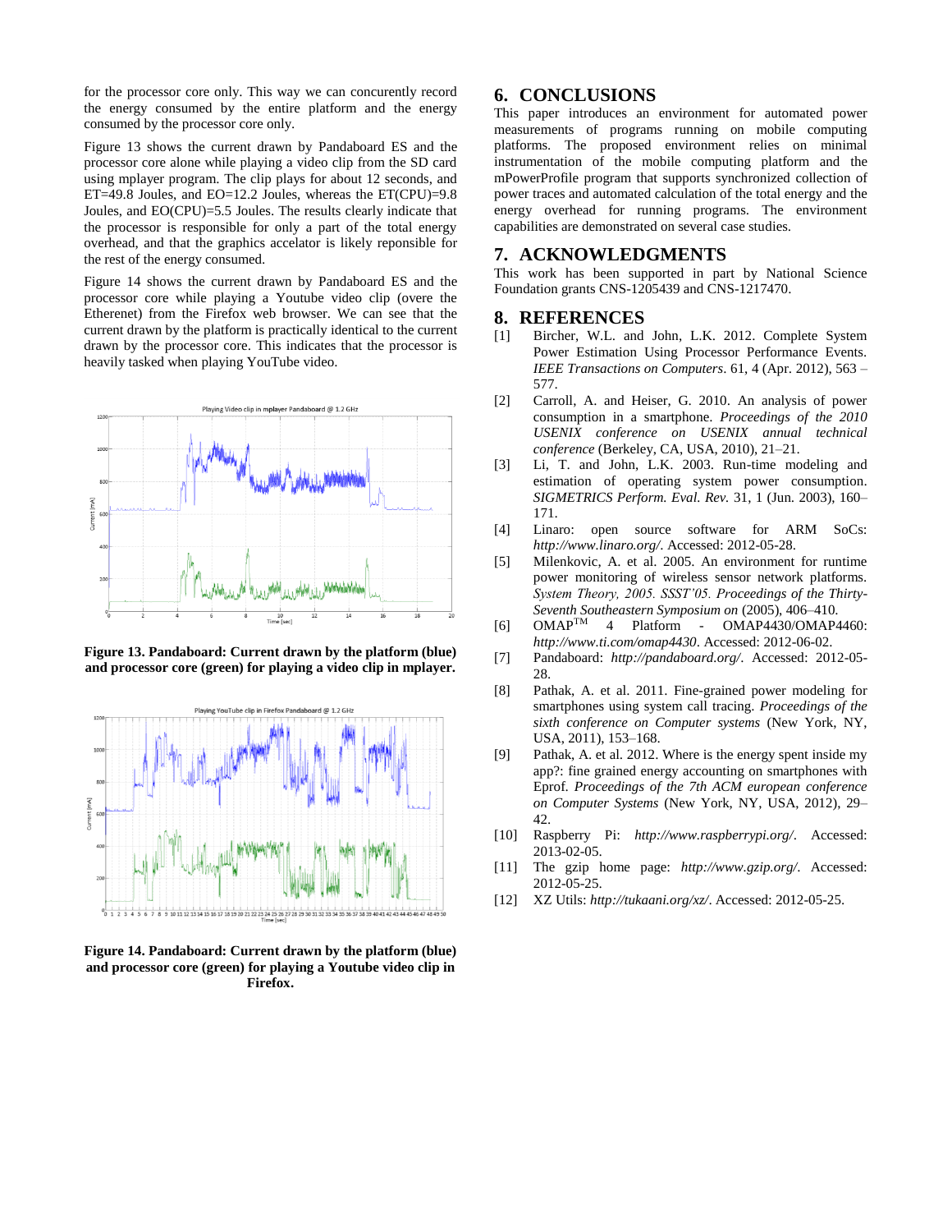for the processor core only. This way we can concurently record the energy consumed by the entire platform and the energy consumed by the processor core only.

Figure 13 shows the current drawn by Pandaboard ES and the processor core alone while playing a video clip from the SD card using mplayer program. The clip plays for about 12 seconds, and ET=49.8 Joules, and EO=12.2 Joules, whereas the ET(CPU)=9.8 Joules, and EO(CPU)=5.5 Joules. The results clearly indicate that the processor is responsible for only a part of the total energy overhead, and that the graphics accelator is likely reponsible for the rest of the energy consumed.

Figure 14 shows the current drawn by Pandaboard ES and the processor core while playing a Youtube video clip (overe the Etherenet) from the Firefox web browser. We can see that the current drawn by the platform is practically identical to the current drawn by the processor core. This indicates that the processor is heavily tasked when playing YouTube video.

Playing Video clip in mplayer Pandaboard @ 1.2 GHz

Current [mA]

Time [sec]

**Figure 13. Pandaboard: Current drawn by the platform (blue) and processor core (green) for playing a video clip in mplayer.**

Playing YouTube clip in Firefox Pandaboard @ 1.2 GHz

Current [mA]

Time [sec]

**Figure 14. Pandaboard: Current drawn by the platform (blue) and processor core (green) for playing a Youtube video clip in Firefox.**

## 6. CONCLUSIONS

This paper introduces an environment for automated power measurements of programs running on mobile computing platforms. The proposed environment relies on minimal instrumentation of the mobile computing platform and the mPowerProfile program that supports synchronized collection of power traces and automated calculation of the total energy and the energy overhead for running programs. The environment capabilities are demonstrated on several case studies.

## 7. ACKNOWLEDGMENTS

This work has been supported in part by National Science Foundation grants CNS-1205439 and CNS-1217470.

## 8. REFERENCES

[1] Bircher, W.L. and John, L.K. 2012. Complete System Power Estimation Using Processor Performance Events. *IEEE Transactions on Computers*. 61, 4 (Apr. 2012), 563 – 577.

[2] Carroll, A. and Heiser, G. 2010. An analysis of power consumption in a smartphone. *Proceedings of the 2010 USENIX conference on USENIX annual technical conference* (Berkeley, CA, USA, 2010), 21–21.

[3] Li, T. and John, L.K. 2003. Run-time modeling and estimation of operating system power consumption. *SIGMETRICS Perform. Eval. Rev.* 31, 1 (Jun. 2003), 160–171.

[4] Linaro: open source software for ARM SoCs: *http://www.linaro.org/*. Accessed: 2012-05-28.

[5] Milenkovic, A. et al. 2005. An environment for runtime power monitoring of wireless sensor network platforms. *System Theory, 2005. SSST'05. Proceedings of the Thirty-Seventh Southeastern Symposium on* (2005), 406–410.

[6] OMAP™ 4 Platform - OMAP4430/OMAP4460: *http://www.ti.com/omap4430*. Accessed: 2012-06-02.

[7] Pandaboard: *http://pandaboard.org/*. Accessed: 2012-05-28.

[8] Pathak, A. et al. 2011. Fine-grained power modeling for smartphones using system call tracing. *Proceedings of the sixth conference on Computer systems* (New York, NY, USA, 2011), 153–168.

[9] Pathak, A. et al. 2012. Where is the energy spent inside my app?: fine grained energy accounting on smartphones with Eprof. *Proceedings of the 7th ACM european conference on Computer Systems* (New York, NY, USA, 2012), 29–42.

[10] Raspberry Pi: *http://www.raspberrypi.org/*. Accessed: 2013-02-05.

[11] The gzip home page: *http://www.gzip.org/*. Accessed: 2012-05-25.

[12] XZ Utils: *http://tukaani.org/xz/*. Accessed: 2012-05-25.